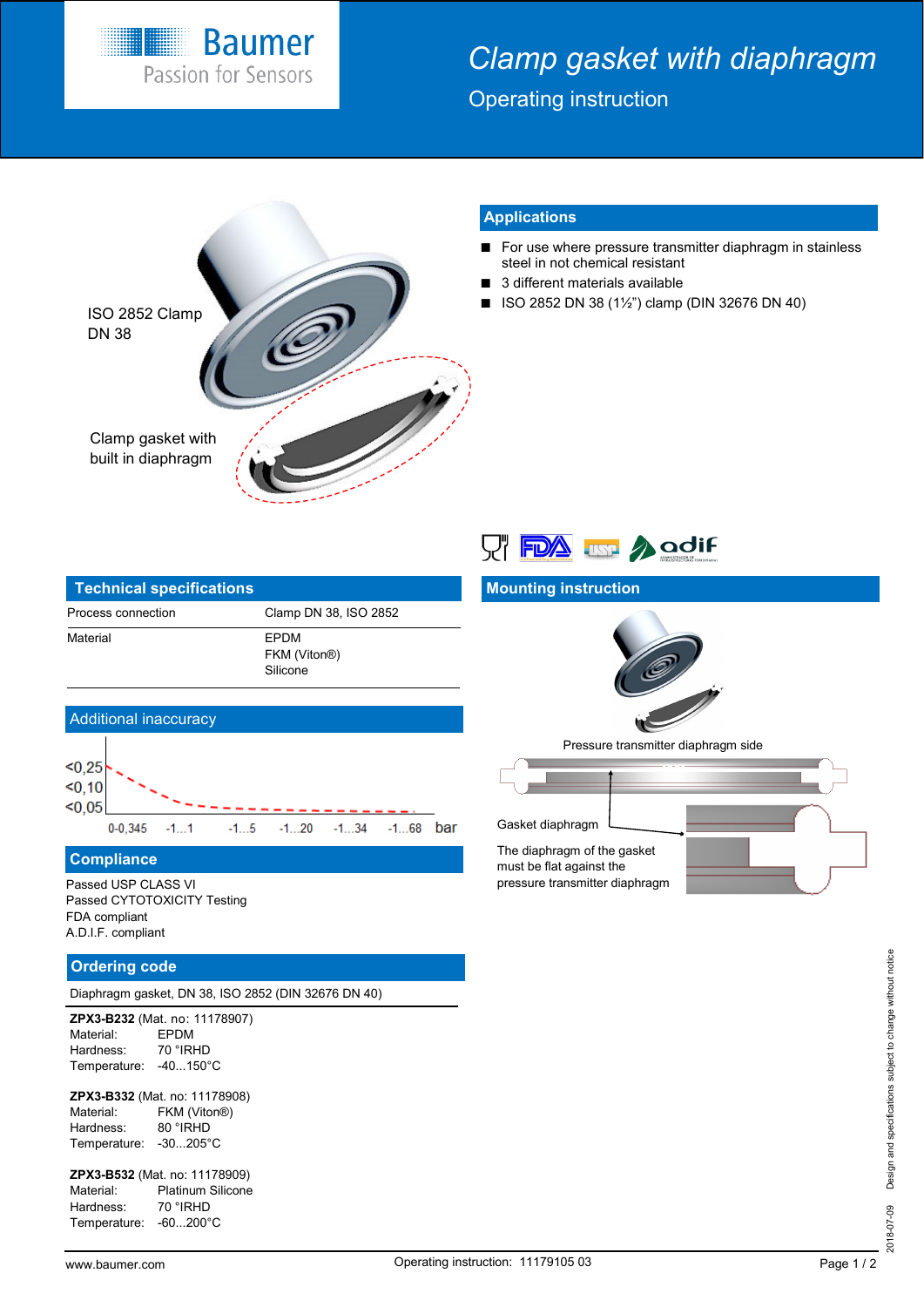# Clamp gasket with diaphragm

## Operating instruction

ISO 2852 Clamp DN 38

Clamp gasket with built in diaphragm

## Applications

- For use where pressure transmitter diaphragm in stainless steel in not chemical resistant
- 3 different materials available
- ISO 2852 DN 38 (1½") clamp (DIN 32676 DN 40)

## Technical specifications

| | |
|---|---|
| Process connection | Clamp DN 38, ISO 2852 |
| Material | EPDM<br>FKM (Viton®)<br>Silicone |

## Additional inaccuracy

<0,25
<0,10
<0,05

0-0,345 | -1…1 | -1…5 | -1…20 | -1…34 | -1…68 | bar

## Compliance

Passed USP CLASS VI
Passed CYTOTOXICITY Testing
FDA compliant
A.D.I.F. compliant

## Ordering code

Diaphragm gasket, DN 38, ISO 2852 (DIN 32676 DN 40)

**ZPX3-B232** (Mat. no: 11178907)
Material: EPDM
Hardness: 70 °IRHD
Temperature: -40...150°C

**ZPX3-B332** (Mat. no: 11178908)
Material: FKM (Viton®)
Hardness: 80 °IRHD
Temperature: -30...205°C

**ZPX3-B532** (Mat. no: 11178909)
Material: Platinum Silicone
Hardness: 70 °IRHD
Temperature: -60...200°C

## Mounting instruction

Pressure transmitter diaphragm side

Gasket diaphragm

The diaphragm of the gasket must be flat against the pressure transmitter diaphragm

2018-07-09 Design and specifications subject to change without notice

www.baumer.com Operating instruction: 11179105 03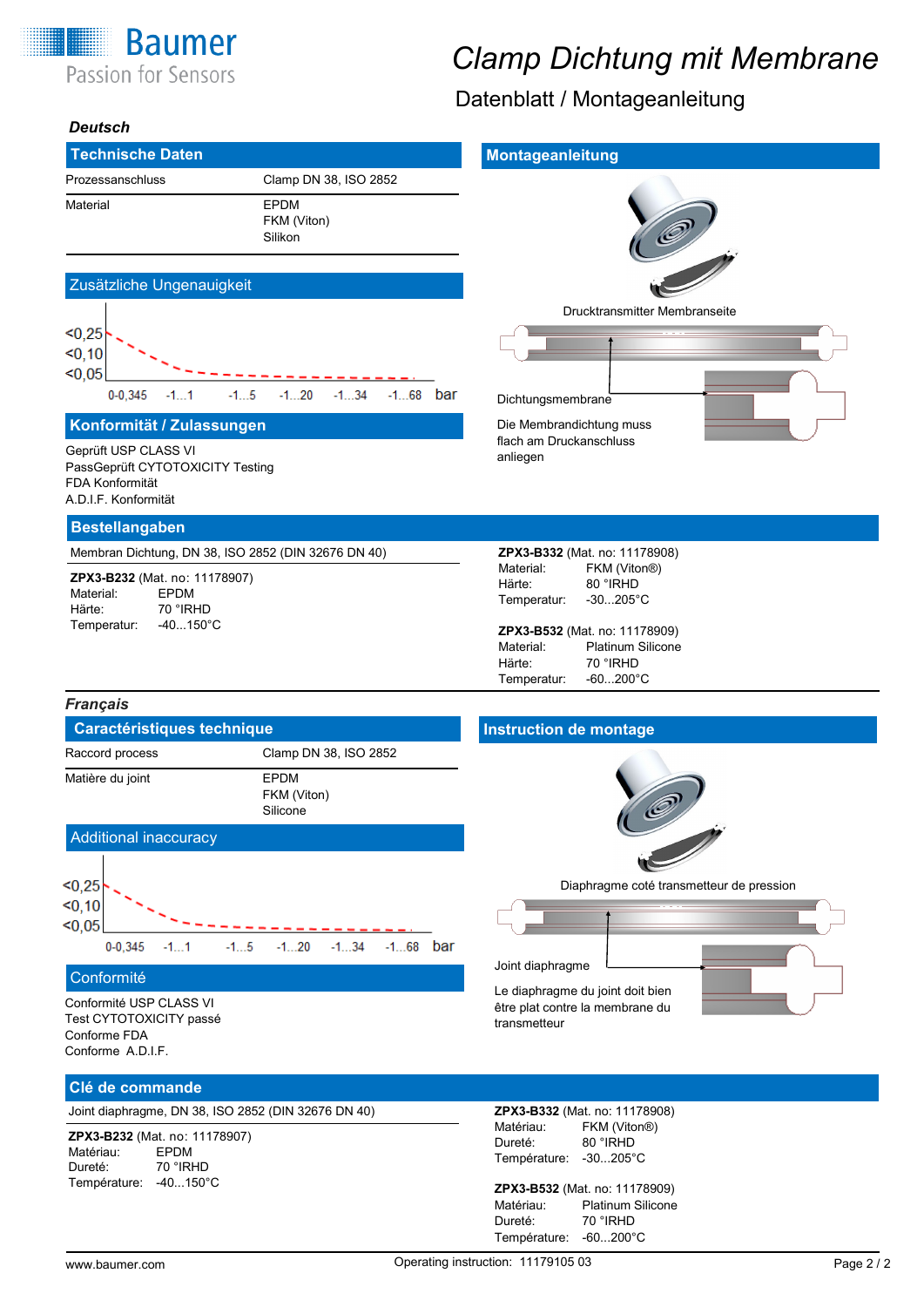# Clamp Dichtung mit Membrane

## Datenblatt / Montageanleitung

### *Deutsch*

## Technische Daten

| | |
|---|---|
| Prozessanschluss | Clamp DN 38, ISO 2852 |
| Material | EPDM<br>FKM (Viton)<br>Silikon |

## Zusätzliche Ungenauigkeit

<0,25
<0,10
<0,05
0-0,345 -1...1 -1...5 -1...20 -1...34 -1...68 bar

## Konformität / Zulassungen

Geprüft USP CLASS VI
PassGeprüft CYTOTOXICITY Testing
FDA Konformität
A.D.I.F. Konformität

## Montageanleitung

Drucktransmitter Membranseite

Dichtungsmembrane

Die Membrandichtung muss flach am Druckanschluss anliegen

## Bestellangaben

Membran Dichtung, DN 38, ISO 2852 (DIN 32676 DN 40)

**ZPX3-B232** (Mat. no: 11178907)
Material: EPDM
Härte: 70 °IRHD
Temperatur: -40...150°C

**ZPX3-B332** (Mat. no: 11178908)
Material: FKM (Viton®)
Härte: 80 °IRHD
Temperatur: -30...205°C

**ZPX3-B532** (Mat. no: 11178909)
Material: Platinum Silicone
Härte: 70 °IRHD
Temperatur: -60...200°C

### *Français*

## Caractéristiques technique

| | |
|---|---|
| Raccord process | Clamp DN 38, ISO 2852 |
| Matière du joint | EPDM<br>FKM (Viton)<br>Silicone |

## Additional inaccuracy

<0,25
<0,10
<0,05
0-0,345 -1...1 -1...5 -1...20 -1...34 -1...68 bar

## Conformité

Conformité USP CLASS VI
Test CYTOTOXICITY passé
Conforme FDA
Conforme A.D.I.F.

## Instruction de montage

Diaphragme coté transmetteur de pression

Joint diaphragme

Le diaphragme du joint doit bien être plat contre la membrane du transmetteur

## Clé de commande

Joint diaphragme, DN 38, ISO 2852 (DIN 32676 DN 40)

**ZPX3-B232** (Mat. no: 11178907)
Matériau: EPDM
Dureté: 70 °IRHD
Température: -40...150°C

**ZPX3-B332** (Mat. no: 11178908)
Matériau: FKM (Viton®)
Dureté: 80 °IRHD
Température: -30...205°C

**ZPX3-B532** (Mat. no: 11178909)
Matériau: Platinum Silicone
Dureté: 70 °IRHD
Température: -60...200°C

www.baumer.com Operating instruction: 11179105 03